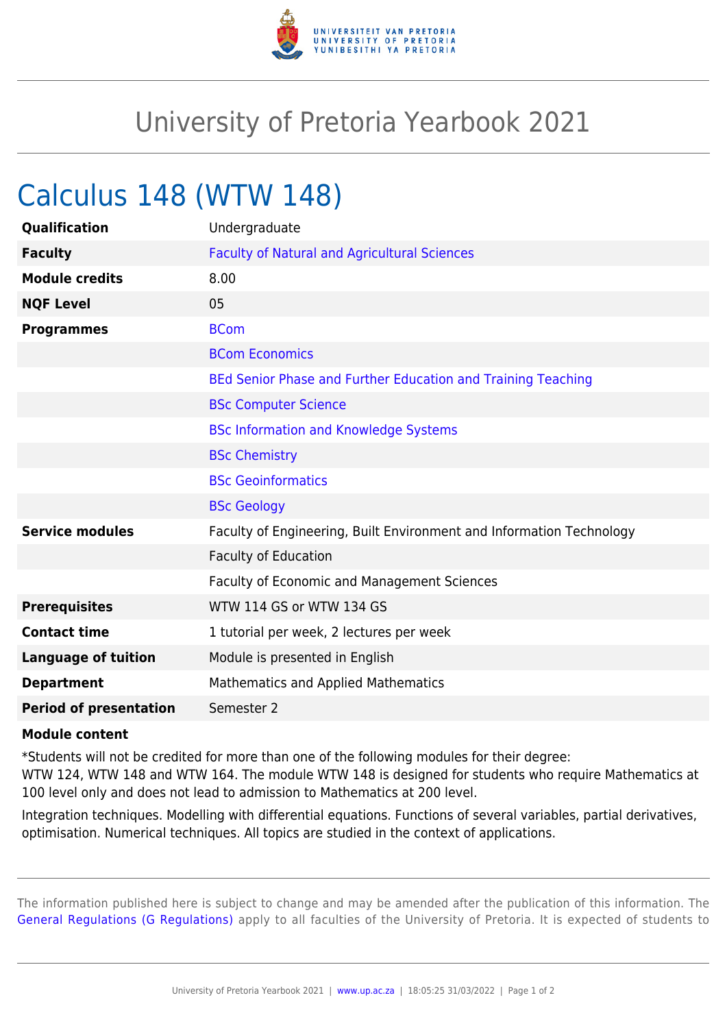# University of Pretoria Yearbook 2021

## Calculus 148 (WTW 148)

| | |
|---|---|
| **Qualification** | Undergraduate |
| **Faculty** | Faculty of Natural and Agricultural Sciences |
| **Module credits** | 8.00 |
| **NQF Level** | 05 |
| **Programmes** | BCom |
| | BCom Economics |
| | BEd Senior Phase and Further Education and Training Teaching |
| | BSc Computer Science |
| | BSc Information and Knowledge Systems |
| | BSc Chemistry |
| | BSc Geoinformatics |
| | BSc Geology |
| **Service modules** | Faculty of Engineering, Built Environment and Information Technology |
| | Faculty of Education |
| | Faculty of Economic and Management Sciences |
| **Prerequisites** | WTW 114 GS or WTW 134 GS |
| **Contact time** | 1 tutorial per week, 2 lectures per week |
| **Language of tuition** | Module is presented in English |
| **Department** | Mathematics and Applied Mathematics |
| **Period of presentation** | Semester 2 |

**Module content**

*Students will not be credited for more than one of the following modules for their degree:
WTW 124, WTW 148 and WTW 164. The module WTW 148 is designed for students who require Mathematics at 100 level only and does not lead to admission to Mathematics at 200 level.

Integration techniques. Modelling with differential equations. Functions of several variables, partial derivatives, optimisation. Numerical techniques. All topics are studied in the context of applications.

The information published here is subject to change and may be amended after the publication of this information. The General Regulations (G Regulations) apply to all faculties of the University of Pretoria. It is expected of students to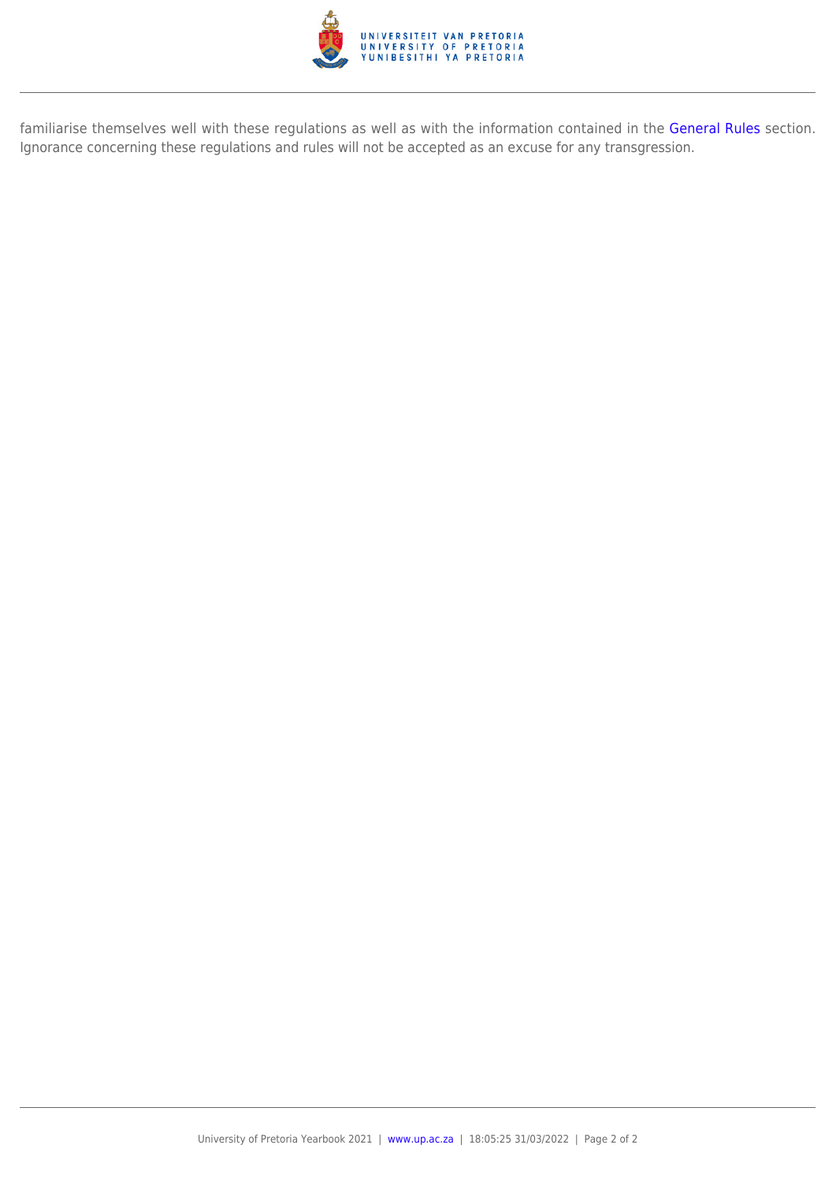familiarise themselves well with these regulations as well as with the information contained in the General Rules section. Ignorance concerning these regulations and rules will not be accepted as an excuse for any transgression.